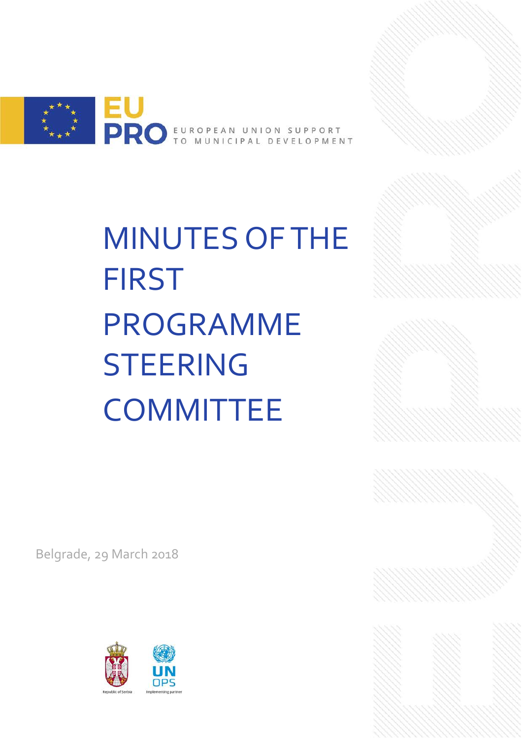EU PRO EUROPEAN UNION SUPPORT TO MUNICIPAL DEVELOPMENT

# MINUTES OF THE FIRST PROGRAMME STEERING COMMITTEE

Belgrade, 29 March 2018

Republic of Serbia

UNOPS Implementing partner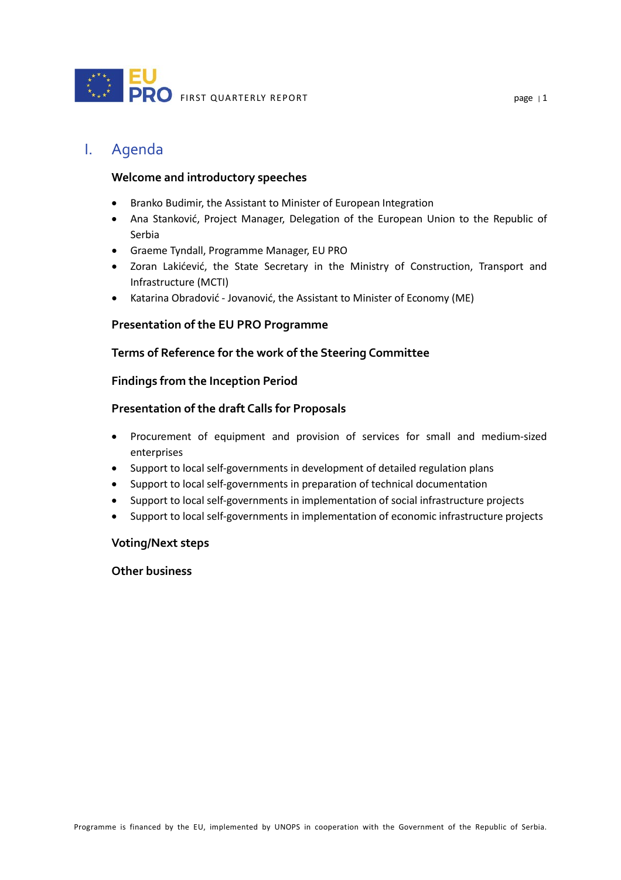# I. Agenda

**Welcome and introductory speeches**

- Branko Budimir, the Assistant to Minister of European Integration
- Ana Stanković, Project Manager, Delegation of the European Union to the Republic of Serbia
- Graeme Tyndall, Programme Manager, EU PRO
- Zoran Lakićević, the State Secretary in the Ministry of Construction, Transport and Infrastructure (MCTI)
- Katarina Obradović - Jovanović, the Assistant to Minister of Economy (ME)

**Presentation of the EU PRO Programme**

**Terms of Reference for the work of the Steering Committee**

**Findings from the Inception Period**

**Presentation of the draft Calls for Proposals**

- Procurement of equipment and provision of services for small and medium-sized enterprises
- Support to local self-governments in development of detailed regulation plans
- Support to local self-governments in preparation of technical documentation
- Support to local self-governments in implementation of social infrastructure projects
- Support to local self-governments in implementation of economic infrastructure projects

**Voting/Next steps**

**Other business**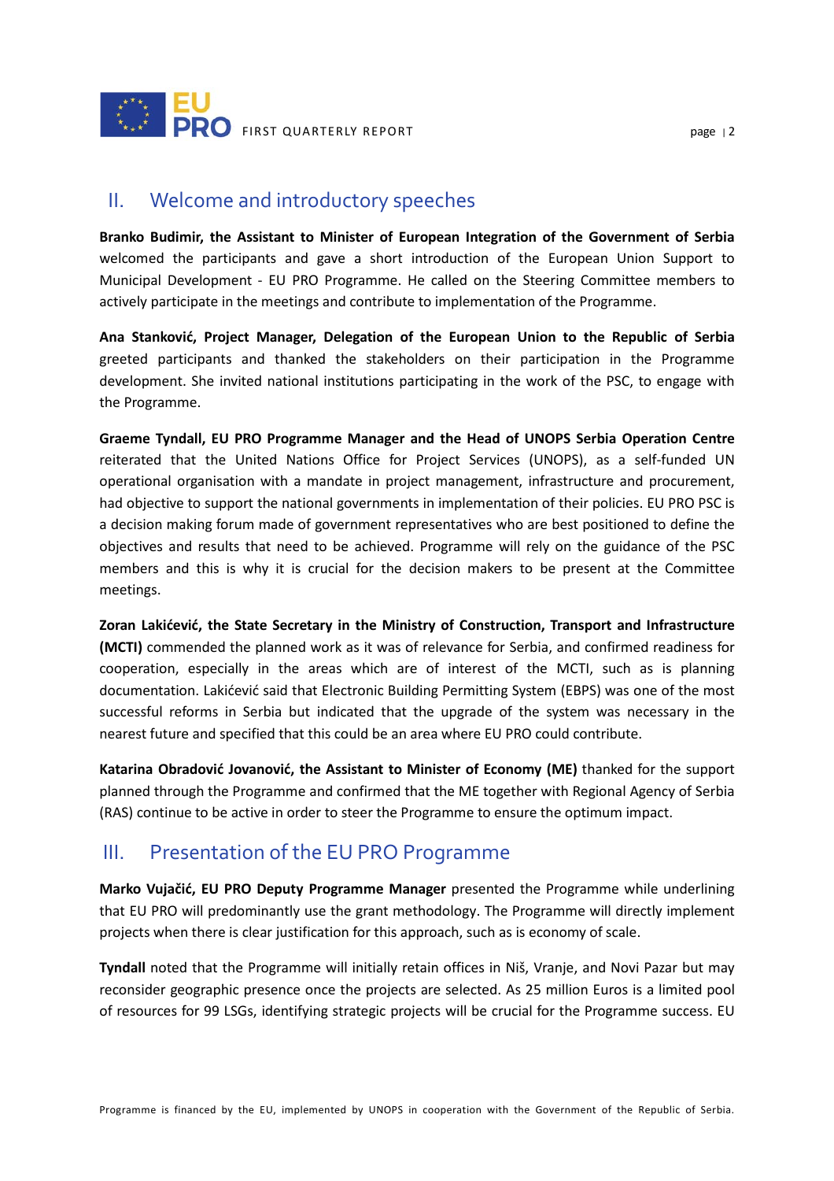## II. Welcome and introductory speeches

**Branko Budimir, the Assistant to Minister of European Integration of the Government of Serbia** welcomed the participants and gave a short introduction of the European Union Support to Municipal Development - EU PRO Programme. He called on the Steering Committee members to actively participate in the meetings and contribute to implementation of the Programme.

**Ana Stanković, Project Manager, Delegation of the European Union to the Republic of Serbia** greeted participants and thanked the stakeholders on their participation in the Programme development. She invited national institutions participating in the work of the PSC, to engage with the Programme.

**Graeme Tyndall, EU PRO Programme Manager and the Head of UNOPS Serbia Operation Centre** reiterated that the United Nations Office for Project Services (UNOPS), as a self-funded UN operational organisation with a mandate in project management, infrastructure and procurement, had objective to support the national governments in implementation of their policies. EU PRO PSC is a decision making forum made of government representatives who are best positioned to define the objectives and results that need to be achieved. Programme will rely on the guidance of the PSC members and this is why it is crucial for the decision makers to be present at the Committee meetings.

**Zoran Lakićević, the State Secretary in the Ministry of Construction, Transport and Infrastructure (MCTI)** commended the planned work as it was of relevance for Serbia, and confirmed readiness for cooperation, especially in the areas which are of interest of the MCTI, such as is planning documentation. Lakićević said that Electronic Building Permitting System (EBPS) was one of the most successful reforms in Serbia but indicated that the upgrade of the system was necessary in the nearest future and specified that this could be an area where EU PRO could contribute.

**Katarina Obradović Jovanović, the Assistant to Minister of Economy (ME)** thanked for the support planned through the Programme and confirmed that the ME together with Regional Agency of Serbia (RAS) continue to be active in order to steer the Programme to ensure the optimum impact.

## III. Presentation of the EU PRO Programme

**Marko Vujačić, EU PRO Deputy Programme Manager** presented the Programme while underlining that EU PRO will predominantly use the grant methodology. The Programme will directly implement projects when there is clear justification for this approach, such as is economy of scale.

**Tyndall** noted that the Programme will initially retain offices in Niš, Vranje, and Novi Pazar but may reconsider geographic presence once the projects are selected. As 25 million Euros is a limited pool of resources for 99 LSGs, identifying strategic projects will be crucial for the Programme success. EU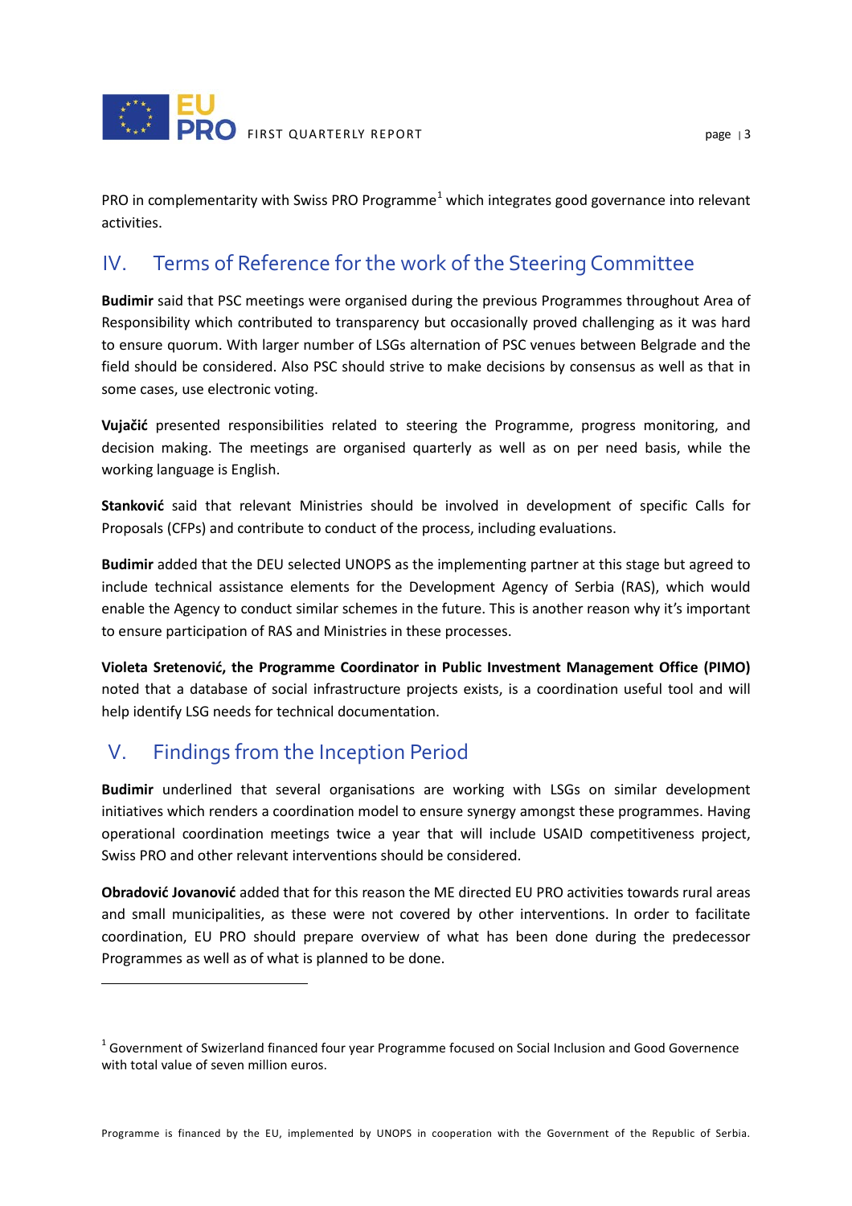PRO in complementarity with Swiss PRO Programme[1] which integrates good governance into relevant activities.

## IV. Terms of Reference for the work of the Steering Committee

**Budimir** said that PSC meetings were organised during the previous Programmes throughout Area of Responsibility which contributed to transparency but occasionally proved challenging as it was hard to ensure quorum. With larger number of LSGs alternation of PSC venues between Belgrade and the field should be considered. Also PSC should strive to make decisions by consensus as well as that in some cases, use electronic voting.

**Vujačić** presented responsibilities related to steering the Programme, progress monitoring, and decision making. The meetings are organised quarterly as well as on per need basis, while the working language is English.

**Stanković** said that relevant Ministries should be involved in development of specific Calls for Proposals (CFPs) and contribute to conduct of the process, including evaluations.

**Budimir** added that the DEU selected UNOPS as the implementing partner at this stage but agreed to include technical assistance elements for the Development Agency of Serbia (RAS), which would enable the Agency to conduct similar schemes in the future. This is another reason why it's important to ensure participation of RAS and Ministries in these processes.

**Violeta Sretenović, the Programme Coordinator in Public Investment Management Office (PIMO)** noted that a database of social infrastructure projects exists, is a coordination useful tool and will help identify LSG needs for technical documentation.

## V. Findings from the Inception Period

**Budimir** underlined that several organisations are working with LSGs on similar development initiatives which renders a coordination model to ensure synergy amongst these programmes. Having operational coordination meetings twice a year that will include USAID competitiveness project, Swiss PRO and other relevant interventions should be considered.

**Obradović Jovanović** added that for this reason the ME directed EU PRO activities towards rural areas and small municipalities, as these were not covered by other interventions. In order to facilitate coordination, EU PRO should prepare overview of what has been done during the predecessor Programmes as well as of what is planned to be done.

---

[1] Government of Swizerland financed four year Programme focused on Social Inclusion and Good Governence with total value of seven million euros.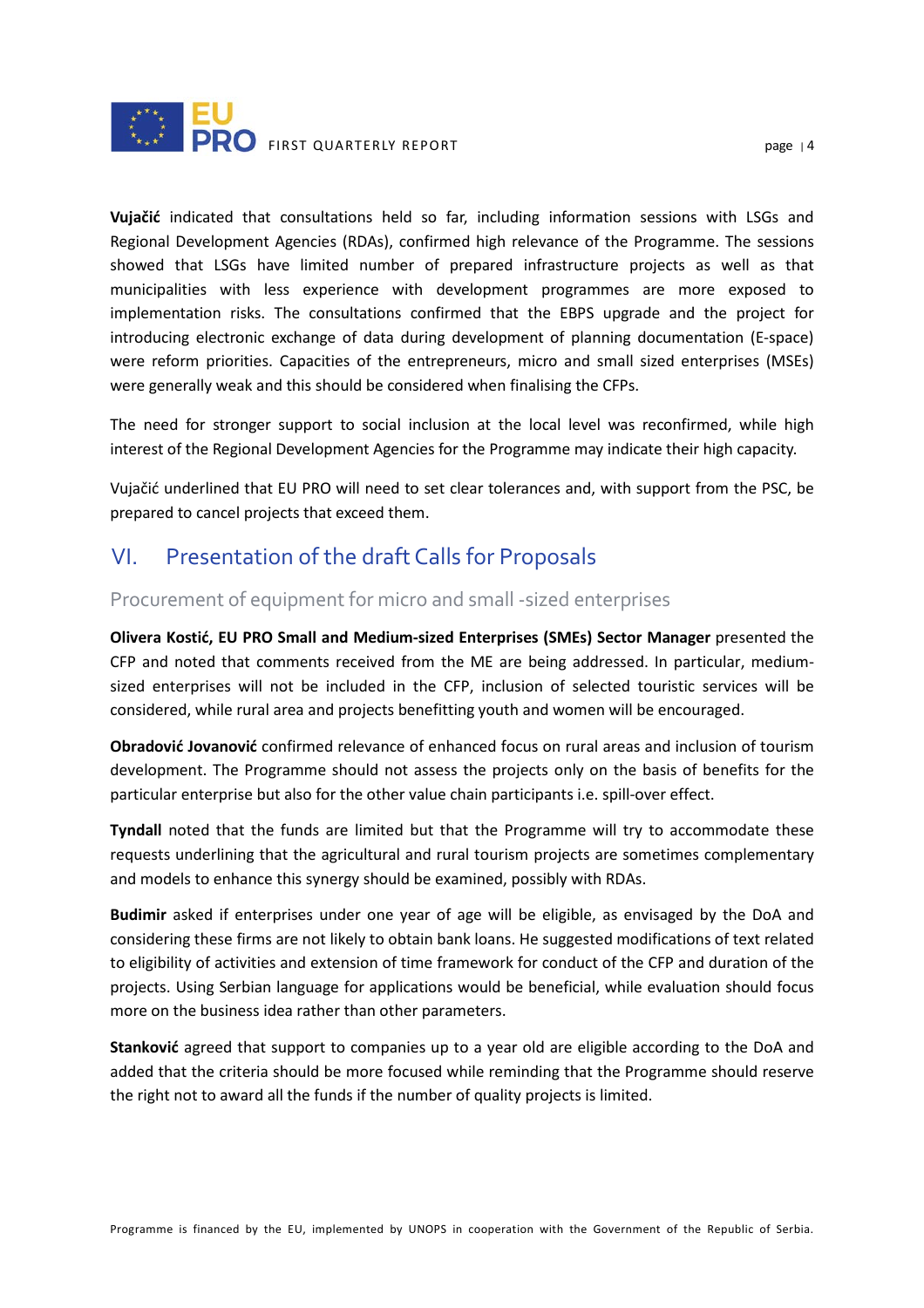**Vujačić** indicated that consultations held so far, including information sessions with LSGs and Regional Development Agencies (RDAs), confirmed high relevance of the Programme. The sessions showed that LSGs have limited number of prepared infrastructure projects as well as that municipalities with less experience with development programmes are more exposed to implementation risks. The consultations confirmed that the EBPS upgrade and the project for introducing electronic exchange of data during development of planning documentation (E-space) were reform priorities. Capacities of the entrepreneurs, micro and small sized enterprises (MSEs) were generally weak and this should be considered when finalising the CFPs.

The need for stronger support to social inclusion at the local level was reconfirmed, while high interest of the Regional Development Agencies for the Programme may indicate their high capacity.

Vujačić underlined that EU PRO will need to set clear tolerances and, with support from the PSC, be prepared to cancel projects that exceed them.

# VI. Presentation of the draft Calls for Proposals

## Procurement of equipment for micro and small -sized enterprises

**Olivera Kostić, EU PRO Small and Medium-sized Enterprises (SMEs) Sector Manager** presented the CFP and noted that comments received from the ME are being addressed. In particular, medium-sized enterprises will not be included in the CFP, inclusion of selected touristic services will be considered, while rural area and projects benefitting youth and women will be encouraged.

**Obradović Jovanović** confirmed relevance of enhanced focus on rural areas and inclusion of tourism development. The Programme should not assess the projects only on the basis of benefits for the particular enterprise but also for the other value chain participants i.e. spill-over effect.

**Tyndall** noted that the funds are limited but that the Programme will try to accommodate these requests underlining that the agricultural and rural tourism projects are sometimes complementary and models to enhance this synergy should be examined, possibly with RDAs.

**Budimir** asked if enterprises under one year of age will be eligible, as envisaged by the DoA and considering these firms are not likely to obtain bank loans. He suggested modifications of text related to eligibility of activities and extension of time framework for conduct of the CFP and duration of the projects. Using Serbian language for applications would be beneficial, while evaluation should focus more on the business idea rather than other parameters.

**Stanković** agreed that support to companies up to a year old are eligible according to the DoA and added that the criteria should be more focused while reminding that the Programme should reserve the right not to award all the funds if the number of quality projects is limited.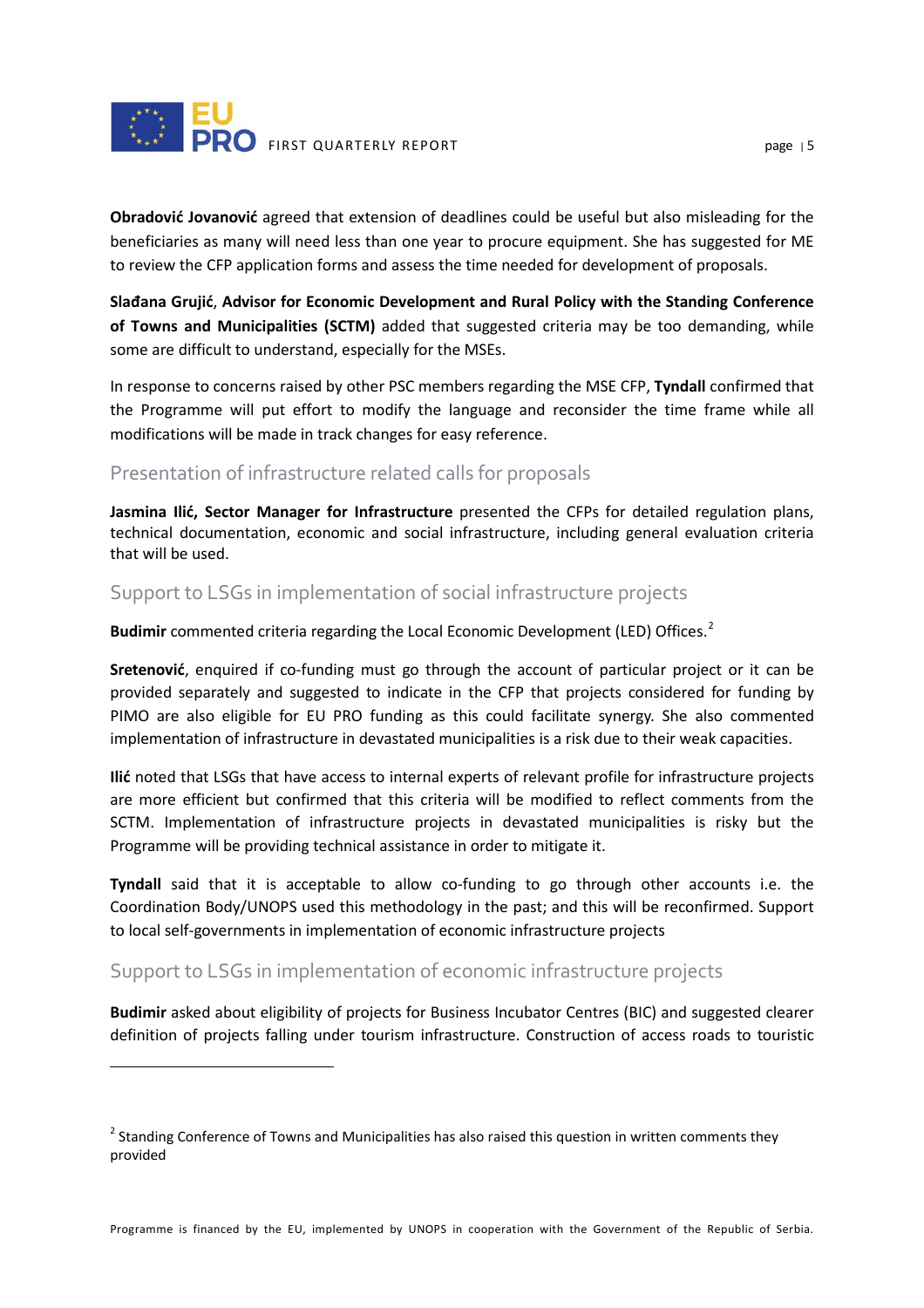**Obradović Jovanović** agreed that extension of deadlines could be useful but also misleading for the beneficiaries as many will need less than one year to procure equipment. She has suggested for ME to review the CFP application forms and assess the time needed for development of proposals.

**Slađana Grujić**, **Advisor for Economic Development and Rural Policy with the Standing Conference of Towns and Municipalities (SCTM)** added that suggested criteria may be too demanding, while some are difficult to understand, especially for the MSEs.

In response to concerns raised by other PSC members regarding the MSE CFP, **Tyndall** confirmed that the Programme will put effort to modify the language and reconsider the time frame while all modifications will be made in track changes for easy reference.

## Presentation of infrastructure related calls for proposals

**Jasmina Ilić, Sector Manager for Infrastructure** presented the CFPs for detailed regulation plans, technical documentation, economic and social infrastructure, including general evaluation criteria that will be used.

## Support to LSGs in implementation of social infrastructure projects

**Budimir** commented criteria regarding the Local Economic Development (LED) Offices.[2]

**Sretenović**, enquired if co-funding must go through the account of particular project or it can be provided separately and suggested to indicate in the CFP that projects considered for funding by PIMO are also eligible for EU PRO funding as this could facilitate synergy. She also commented implementation of infrastructure in devastated municipalities is a risk due to their weak capacities.

**Ilić** noted that LSGs that have access to internal experts of relevant profile for infrastructure projects are more efficient but confirmed that this criteria will be modified to reflect comments from the SCTM. Implementation of infrastructure projects in devastated municipalities is risky but the Programme will be providing technical assistance in order to mitigate it.

**Tyndall** said that it is acceptable to allow co-funding to go through other accounts i.e. the Coordination Body/UNOPS used this methodology in the past; and this will be reconfirmed. Support to local self-governments in implementation of economic infrastructure projects

## Support to LSGs in implementation of economic infrastructure projects

**Budimir** asked about eligibility of projects for Business Incubator Centres (BIC) and suggested clearer definition of projects falling under tourism infrastructure. Construction of access roads to touristic

---

[2] Standing Conference of Towns and Municipalities has also raised this question in written comments they provided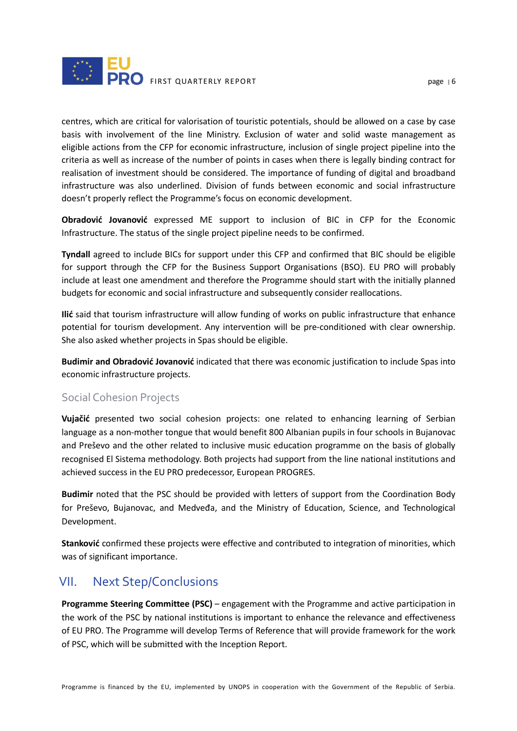centres, which are critical for valorisation of touristic potentials, should be allowed on a case by case basis with involvement of the line Ministry. Exclusion of water and solid waste management as eligible actions from the CFP for economic infrastructure, inclusion of single project pipeline into the criteria as well as increase of the number of points in cases when there is legally binding contract for realisation of investment should be considered. The importance of funding of digital and broadband infrastructure was also underlined. Division of funds between economic and social infrastructure doesn't properly reflect the Programme's focus on economic development.

**Obradović Jovanović** expressed ME support to inclusion of BIC in CFP for the Economic Infrastructure. The status of the single project pipeline needs to be confirmed.

**Tyndall** agreed to include BICs for support under this CFP and confirmed that BIC should be eligible for support through the CFP for the Business Support Organisations (BSO). EU PRO will probably include at least one amendment and therefore the Programme should start with the initially planned budgets for economic and social infrastructure and subsequently consider reallocations.

**Ilić** said that tourism infrastructure will allow funding of works on public infrastructure that enhance potential for tourism development. Any intervention will be pre-conditioned with clear ownership. She also asked whether projects in Spas should be eligible.

**Budimir and Obradović Jovanović** indicated that there was economic justification to include Spas into economic infrastructure projects.

### Social Cohesion Projects

**Vujačić** presented two social cohesion projects: one related to enhancing learning of Serbian language as a non-mother tongue that would benefit 800 Albanian pupils in four schools in Bujanovac and Preševo and the other related to inclusive music education programme on the basis of globally recognised El Sistema methodology. Both projects had support from the line national institutions and achieved success in the EU PRO predecessor, European PROGRES.

**Budimir** noted that the PSC should be provided with letters of support from the Coordination Body for Preševo, Bujanovac, and Medveđa, and the Ministry of Education, Science, and Technological Development.

**Stanković** confirmed these projects were effective and contributed to integration of minorities, which was of significant importance.

## VII. Next Step/Conclusions

**Programme Steering Committee (PSC)** – engagement with the Programme and active participation in the work of the PSC by national institutions is important to enhance the relevance and effectiveness of EU PRO. The Programme will develop Terms of Reference that will provide framework for the work of PSC, which will be submitted with the Inception Report.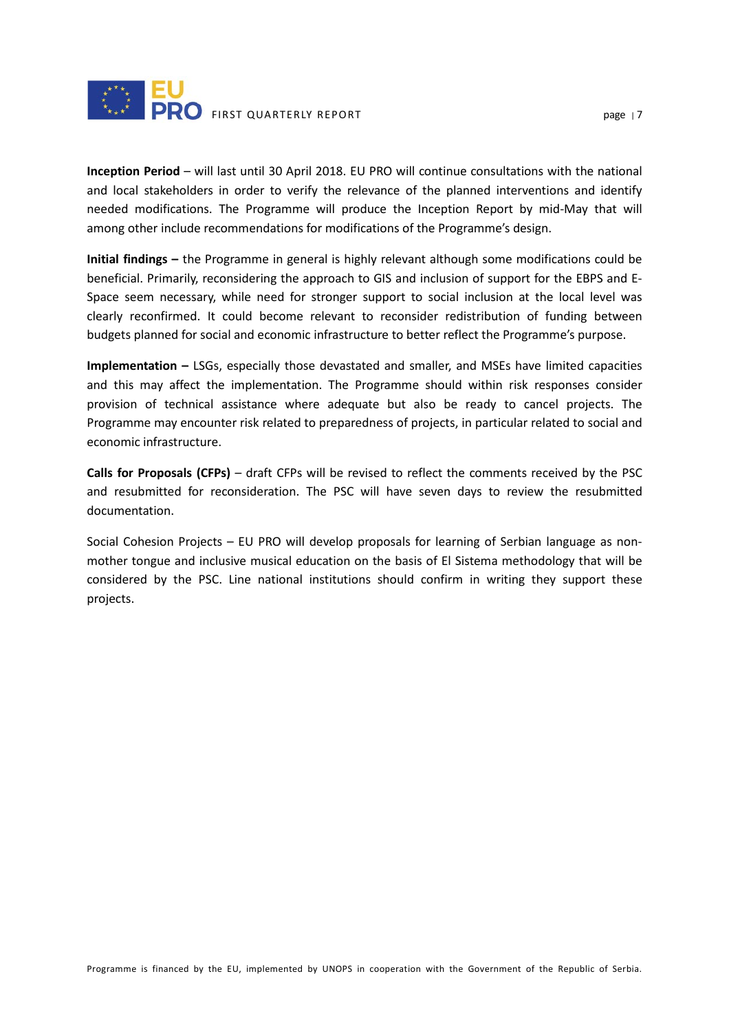**Inception Period** – will last until 30 April 2018. EU PRO will continue consultations with the national and local stakeholders in order to verify the relevance of the planned interventions and identify needed modifications. The Programme will produce the Inception Report by mid-May that will among other include recommendations for modifications of the Programme's design.

**Initial findings –** the Programme in general is highly relevant although some modifications could be beneficial. Primarily, reconsidering the approach to GIS and inclusion of support for the EBPS and E-Space seem necessary, while need for stronger support to social inclusion at the local level was clearly reconfirmed. It could become relevant to reconsider redistribution of funding between budgets planned for social and economic infrastructure to better reflect the Programme's purpose.

**Implementation –** LSGs, especially those devastated and smaller, and MSEs have limited capacities and this may affect the implementation. The Programme should within risk responses consider provision of technical assistance where adequate but also be ready to cancel projects. The Programme may encounter risk related to preparedness of projects, in particular related to social and economic infrastructure.

**Calls for Proposals (CFPs)** – draft CFPs will be revised to reflect the comments received by the PSC and resubmitted for reconsideration. The PSC will have seven days to review the resubmitted documentation.

Social Cohesion Projects – EU PRO will develop proposals for learning of Serbian language as non-mother tongue and inclusive musical education on the basis of El Sistema methodology that will be considered by the PSC. Line national institutions should confirm in writing they support these projects.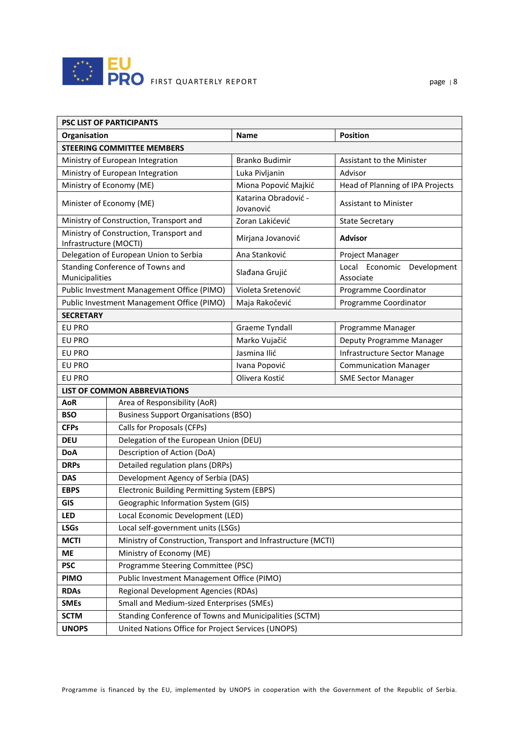| PSC LIST OF PARTICIPANTS | | |
|---|---|---|
| **Organisation** | **Name** | **Position** |
| **STEERING COMMITTEE MEMBERS** | | |
| Ministry of European Integration | Branko Budimir | Assistant to the Minister |
| Ministry of European Integration | Luka Pivljanin | Advisor |
| Ministry of Economy (ME) | Miona Popović Majkić | Head of Planning of IPA Projects |
| Minister of Economy (ME) | Katarina Obradović - Jovanović | Assistant to Minister |
| Ministry of Construction, Transport and | Zoran Lakićević | State Secretary |
| Ministry of Construction, Transport and Infrastructure (MOCTI) | Mirjana Jovanović | **Advisor** |
| Delegation of European Union to Serbia | Ana Stanković | Project Manager |
| Standing Conference of Towns and Municipalities | Slađana Grujić | Local Economic Development Associate |
| Public Investment Management Office (PIMO) | Violeta Sretenović | Programme Coordinator |
| Public Investment Management Office (PIMO) | Maja Rakočević | Programme Coordinator |
| **SECRETARY** | | |
| EU PRO | Graeme Tyndall | Programme Manager |
| EU PRO | Marko Vujačić | Deputy Programme Manager |
| EU PRO | Jasmina Ilić | Infrastructure Sector Manage |
| EU PRO | Ivana Popović | Communication Manager |
| EU PRO | Olivera Kostić | SME Sector Manager |

| LIST OF COMMON ABBREVIATIONS | |
|---|---|
| **AoR** | Area of Responsibility (AoR) |
| **BSO** | Business Support Organisations (BSO) |
| **CFPs** | Calls for Proposals (CFPs) |
| **DEU** | Delegation of the European Union (DEU) |
| **DoA** | Description of Action (DoA) |
| **DRPs** | Detailed regulation plans (DRPs) |
| **DAS** | Development Agency of Serbia (DAS) |
| **EBPS** | Electronic Building Permitting System (EBPS) |
| **GIS** | Geographic Information System (GIS) |
| **LED** | Local Economic Development (LED) |
| **LSGs** | Local self-government units (LSGs) |
| **MCTI** | Ministry of Construction, Transport and Infrastructure (MCTI) |
| **ME** | Ministry of Economy (ME) |
| **PSC** | Programme Steering Committee (PSC) |
| **PIMO** | Public Investment Management Office (PIMO) |
| **RDAs** | Regional Development Agencies (RDAs) |
| **SMEs** | Small and Medium-sized Enterprises (SMEs) |
| **SCTM** | Standing Conference of Towns and Municipalities (SCTM) |
| **UNOPS** | United Nations Office for Project Services (UNOPS) |